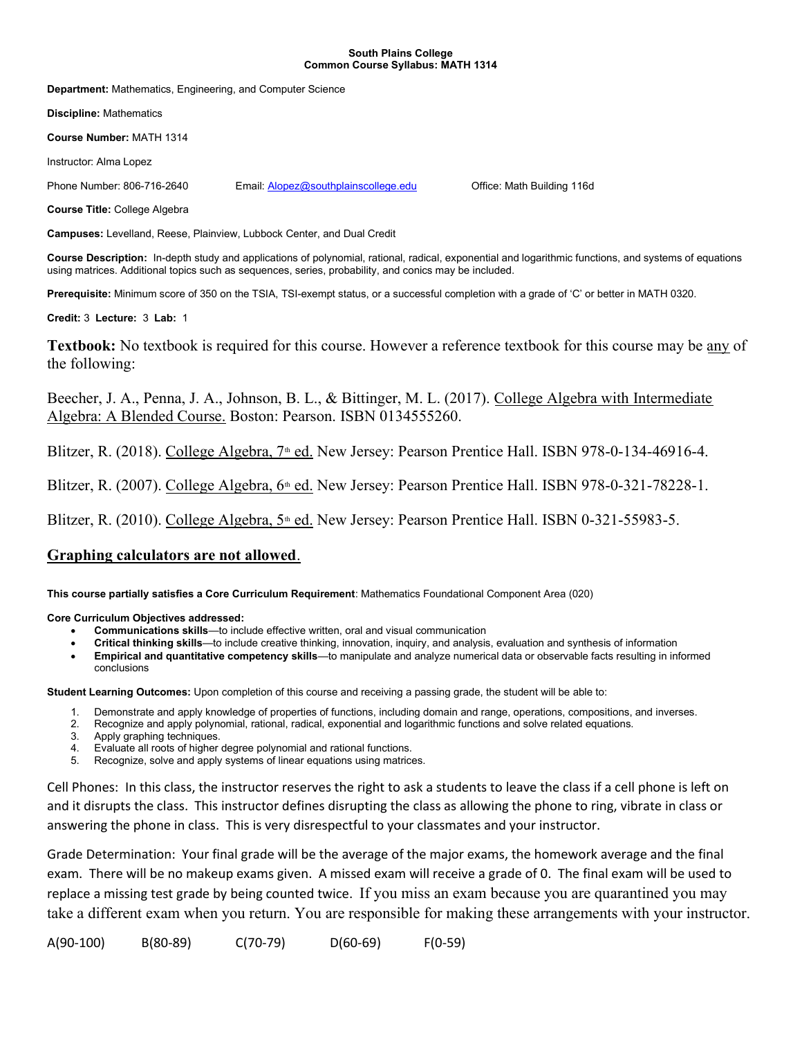**South Plains College**
**Common Course Syllabus: MATH 1314**

**Department:** Mathematics, Engineering, and Computer Science

**Discipline:** Mathematics

**Course Number:** MATH 1314

Instructor: Alma Lopez

Phone Number: 806-716-2640 Email: Alopez@southplainscollege.edu Office: Math Building 116d

**Course Title:** College Algebra

**Campuses:** Levelland, Reese, Plainview, Lubbock Center, and Dual Credit

**Course Description:** In-depth study and applications of polynomial, rational, radical, exponential and logarithmic functions, and systems of equations using matrices. Additional topics such as sequences, series, probability, and conics may be included.

**Prerequisite:** Minimum score of 350 on the TSIA, TSI-exempt status, or a successful completion with a grade of 'C' or better in MATH 0320.

**Credit:** 3 **Lecture:** 3 **Lab:** 1

**Textbook:** No textbook is required for this course. However a reference textbook for this course may be any of the following:

Beecher, J. A., Penna, J. A., Johnson, B. L., & Bittinger, M. L. (2017). College Algebra with Intermediate Algebra: A Blended Course. Boston: Pearson. ISBN 0134555260.

Blitzer, R. (2018). College Algebra, 7th ed. New Jersey: Pearson Prentice Hall. ISBN 978-0-134-46916-4.

Blitzer, R. (2007). College Algebra, 6th ed. New Jersey: Pearson Prentice Hall. ISBN 978-0-321-78228-1.

Blitzer, R. (2010). College Algebra, 5th ed. New Jersey: Pearson Prentice Hall. ISBN 0-321-55983-5.

**Graphing calculators are not allowed.**

**This course partially satisfies a Core Curriculum Requirement**: Mathematics Foundational Component Area (020)

**Core Curriculum Objectives addressed:**

- **Communications skills**—to include effective written, oral and visual communication
- **Critical thinking skills**—to include creative thinking, innovation, inquiry, and analysis, evaluation and synthesis of information
- **Empirical and quantitative competency skills**—to manipulate and analyze numerical data or observable facts resulting in informed conclusions

**Student Learning Outcomes:** Upon completion of this course and receiving a passing grade, the student will be able to:

1. Demonstrate and apply knowledge of properties of functions, including domain and range, operations, compositions, and inverses.
2. Recognize and apply polynomial, rational, radical, exponential and logarithmic functions and solve related equations.
3. Apply graphing techniques.
4. Evaluate all roots of higher degree polynomial and rational functions.
5. Recognize, solve and apply systems of linear equations using matrices.

Cell Phones: In this class, the instructor reserves the right to ask a students to leave the class if a cell phone is left on and it disrupts the class. This instructor defines disrupting the class as allowing the phone to ring, vibrate in class or answering the phone in class. This is very disrespectful to your classmates and your instructor.

Grade Determination: Your final grade will be the average of the major exams, the homework average and the final exam. There will be no makeup exams given. A missed exam will receive a grade of 0. The final exam will be used to replace a missing test grade by being counted twice. If you miss an exam because you are quarantined you may take a different exam when you return. You are responsible for making these arrangements with your instructor.

A(90-100) B(80-89) C(70-79) D(60-69) F(0-59)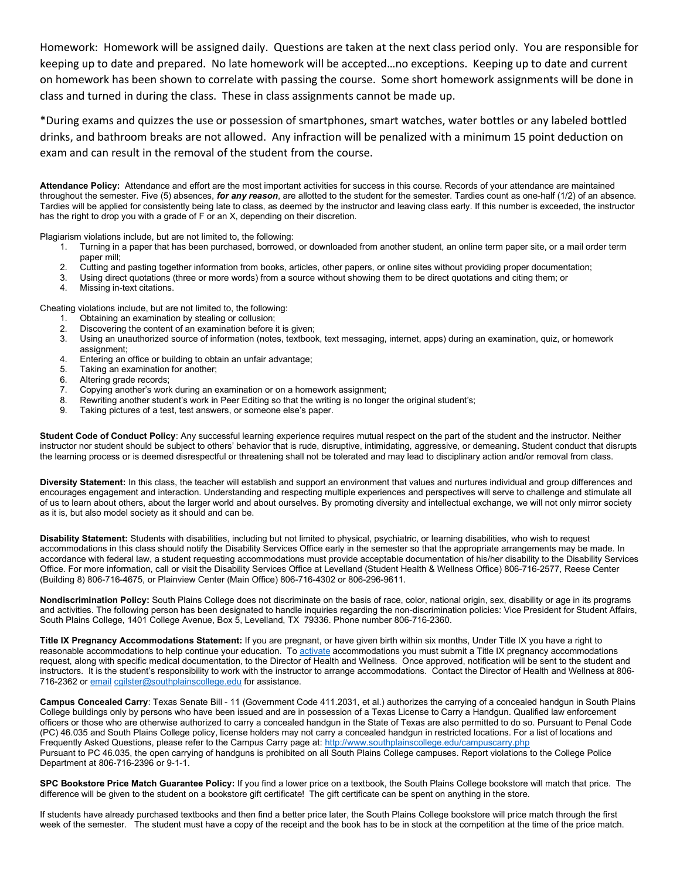Homework: Homework will be assigned daily. Questions are taken at the next class period only. You are responsible for keeping up to date and prepared. No late homework will be accepted…no exceptions. Keeping up to date and current on homework has been shown to correlate with passing the course. Some short homework assignments will be done in class and turned in during the class. These in class assignments cannot be made up.

*During exams and quizzes the use or possession of smartphones, smart watches, water bottles or any labeled bottled drinks, and bathroom breaks are not allowed. Any infraction will be penalized with a minimum 15 point deduction on exam and can result in the removal of the student from the course.

**Attendance Policy:** Attendance and effort are the most important activities for success in this course. Records of your attendance are maintained throughout the semester. Five (5) absences, ***for any reason***, are allotted to the student for the semester. Tardies count as one-half (1/2) of an absence. Tardies will be applied for consistently being late to class, as deemed by the instructor and leaving class early. If this number is exceeded, the instructor has the right to drop you with a grade of F or an X, depending on their discretion.

Plagiarism violations include, but are not limited to, the following:

1. Turning in a paper that has been purchased, borrowed, or downloaded from another student, an online term paper site, or a mail order term paper mill;
2. Cutting and pasting together information from books, articles, other papers, or online sites without providing proper documentation;
3. Using direct quotations (three or more words) from a source without showing them to be direct quotations and citing them; or
4. Missing in-text citations.

Cheating violations include, but are not limited to, the following:

1. Obtaining an examination by stealing or collusion;
2. Discovering the content of an examination before it is given;
3. Using an unauthorized source of information (notes, textbook, text messaging, internet, apps) during an examination, quiz, or homework assignment;
4. Entering an office or building to obtain an unfair advantage;
5. Taking an examination for another;
6. Altering grade records;
7. Copying another's work during an examination or on a homework assignment;
8. Rewriting another student's work in Peer Editing so that the writing is no longer the original student's;
9. Taking pictures of a test, test answers, or someone else's paper.

**Student Code of Conduct Policy**: Any successful learning experience requires mutual respect on the part of the student and the instructor. Neither instructor nor student should be subject to others' behavior that is rude, disruptive, intimidating, aggressive, or demeaning**.** Student conduct that disrupts the learning process or is deemed disrespectful or threatening shall not be tolerated and may lead to disciplinary action and/or removal from class.

**Diversity Statement:** In this class, the teacher will establish and support an environment that values and nurtures individual and group differences and encourages engagement and interaction. Understanding and respecting multiple experiences and perspectives will serve to challenge and stimulate all of us to learn about others, about the larger world and about ourselves. By promoting diversity and intellectual exchange, we will not only mirror society as it is, but also model society as it should and can be.

**Disability Statement:** Students with disabilities, including but not limited to physical, psychiatric, or learning disabilities, who wish to request accommodations in this class should notify the Disability Services Office early in the semester so that the appropriate arrangements may be made. In accordance with federal law, a student requesting accommodations must provide acceptable documentation of his/her disability to the Disability Services Office. For more information, call or visit the Disability Services Office at Levelland (Student Health & Wellness Office) 806-716-2577, Reese Center (Building 8) 806-716-4675, or Plainview Center (Main Office) 806-716-4302 or 806-296-9611.

**Nondiscrimination Policy:** South Plains College does not discriminate on the basis of race, color, national origin, sex, disability or age in its programs and activities. The following person has been designated to handle inquiries regarding the non-discrimination policies: Vice President for Student Affairs, South Plains College, 1401 College Avenue, Box 5, Levelland, TX 79336. Phone number 806-716-2360.

**Title IX Pregnancy Accommodations Statement:** If you are pregnant, or have given birth within six months, Under Title IX you have a right to reasonable accommodations to help continue your education. To activate accommodations you must submit a Title IX pregnancy accommodations request, along with specific medical documentation, to the Director of Health and Wellness. Once approved, notification will be sent to the student and instructors. It is the student's responsibility to work with the instructor to arrange accommodations. Contact the Director of Health and Wellness at 806-716-2362 or email cgilster@southplainscollege.edu for assistance.

**Campus Concealed Carry**: Texas Senate Bill - 11 (Government Code 411.2031, et al.) authorizes the carrying of a concealed handgun in South Plains College buildings only by persons who have been issued and are in possession of a Texas License to Carry a Handgun. Qualified law enforcement officers or those who are otherwise authorized to carry a concealed handgun in the State of Texas are also permitted to do so. Pursuant to Penal Code (PC) 46.035 and South Plains College policy, license holders may not carry a concealed handgun in restricted locations. For a list of locations and Frequently Asked Questions, please refer to the Campus Carry page at: http://www.southplainscollege.edu/campuscarry.php
Pursuant to PC 46.035, the open carrying of handguns is prohibited on all South Plains College campuses. Report violations to the College Police Department at 806-716-2396 or 9-1-1.

**SPC Bookstore Price Match Guarantee Policy:** If you find a lower price on a textbook, the South Plains College bookstore will match that price. The difference will be given to the student on a bookstore gift certificate! The gift certificate can be spent on anything in the store.

If students have already purchased textbooks and then find a better price later, the South Plains College bookstore will price match through the first week of the semester. The student must have a copy of the receipt and the book has to be in stock at the competition at the time of the price match.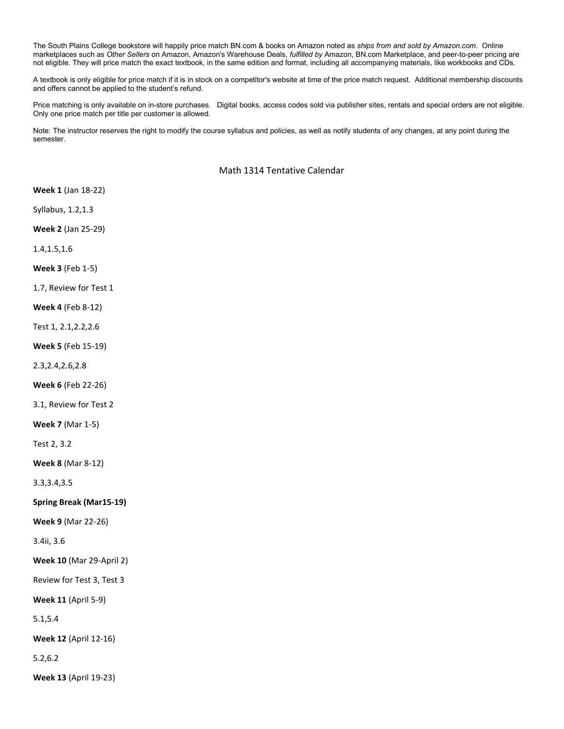The South Plains College bookstore will happily price match BN.com & books on Amazon noted as *ships from and sold by Amazon.com*. Online marketplaces such as *Other Sellers* on Amazon, Amazon's Warehouse Deals, *fulfilled by* Amazon, BN.com Marketplace, and peer-to-peer pricing are not eligible. They will price match the exact textbook, in the same edition and format, including all accompanying materials, like workbooks and CDs.

A textbook is only eligible for price match if it is in stock on a competitor's website at time of the price match request. Additional membership discounts and offers cannot be applied to the student's refund.

Price matching is only available on in-store purchases. Digital books, access codes sold via publisher sites, rentals and special orders are not eligible. Only one price match per title per customer is allowed.

Note: The instructor reserves the right to modify the course syllabus and policies, as well as notify students of any changes, at any point during the semester.

## Math 1314 Tentative Calendar

**Week 1** (Jan 18-22)

Syllabus, 1.2,1.3

**Week 2** (Jan 25-29)

1.4,1.5,1.6

**Week 3** (Feb 1-5)

1.7, Review for Test 1

**Week 4** (Feb 8-12)

Test 1, 2.1,2.2,2.6

**Week 5** (Feb 15-19)

2.3,2.4,2.6,2.8

**Week 6** (Feb 22-26)

3.1, Review for Test 2

**Week 7** (Mar 1-5)

Test 2, 3.2

**Week 8** (Mar 8-12)

3.3,3.4,3.5

**Spring Break (Mar15-19)**

**Week 9** (Mar 22-26)

3.4ii, 3.6

**Week 10** (Mar 29-April 2)

Review for Test 3, Test 3

**Week 11** (April 5-9)

5.1,5.4

**Week 12** (April 12-16)

5.2,6.2

**Week 13** (April 19-23)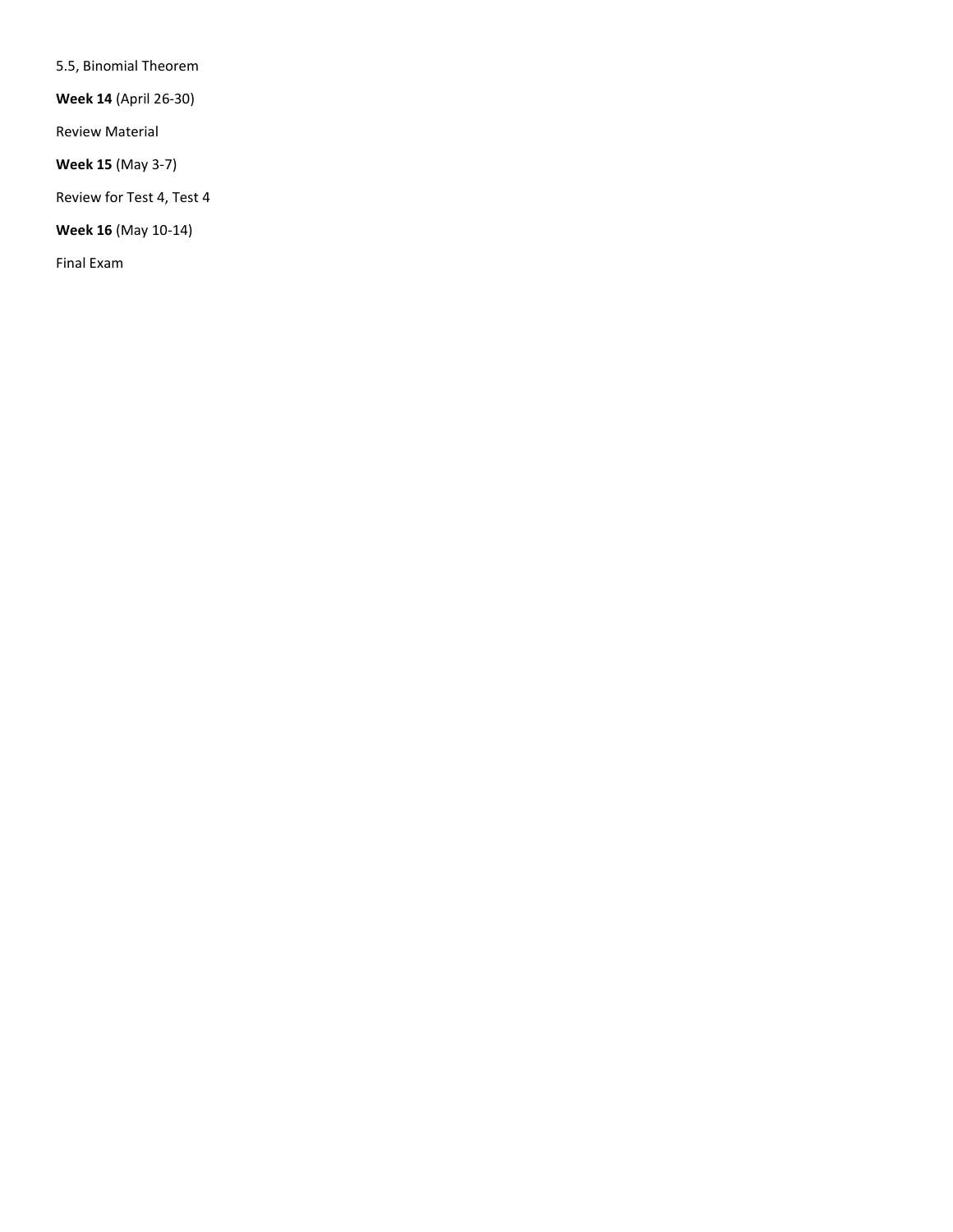5.5, Binomial Theorem

**Week 14** (April 26-30)

Review Material

**Week 15** (May 3-7)

Review for Test 4, Test 4

**Week 16** (May 10-14)

Final Exam